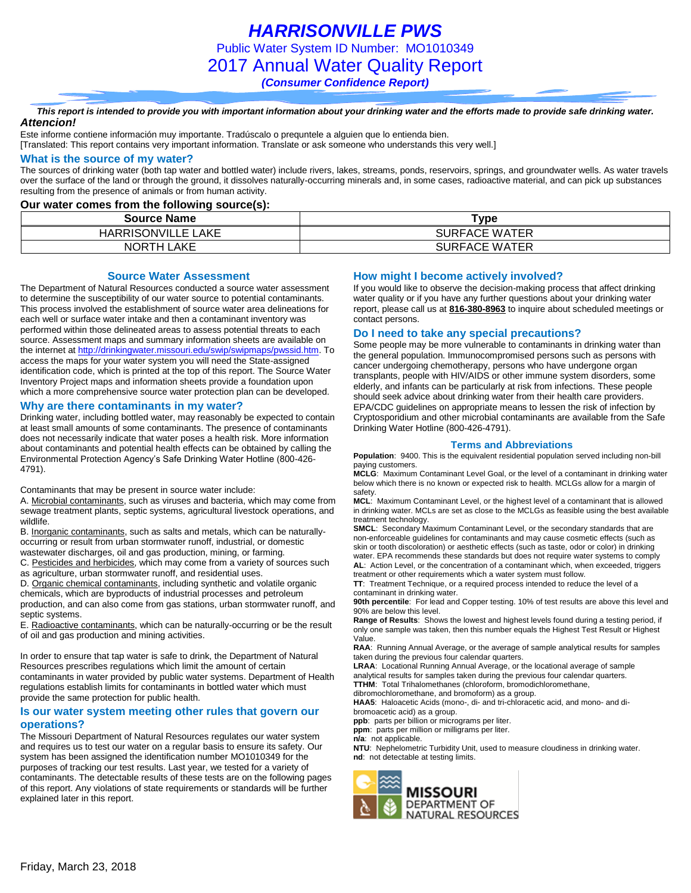# HARRISONVILLE PWS

Public Water System ID Number: MO1010349

## 2017 Annual Water Quality Report

***(Consumer Confidence Report)***

***This report is intended to provide you with important information about your drinking water and the efforts made to provide safe drinking water.***

***Attencion!***

Este informe contiene información muy importante. Tradúscalo o prequntele a alguien que lo entienda bien.
[Translated: This report contains very important information. Translate or ask someone who understands this very well.]

### What is the source of my water?

The sources of drinking water (both tap water and bottled water) include rivers, lakes, streams, ponds, reservoirs, springs, and groundwater wells. As water travels over the surface of the land or through the ground, it dissolves naturally-occurring minerals and, in some cases, radioactive material, and can pick up substances resulting from the presence of animals or from human activity.

**Our water comes from the following source(s):**

| Source Name | Type |
|---|---|
| HARRISONVILLE LAKE | SURFACE WATER |
| NORTH LAKE | SURFACE WATER |

### Source Water Assessment

The Department of Natural Resources conducted a source water assessment to determine the susceptibility of our water source to potential contaminants. This process involved the establishment of source water area delineations for each well or surface water intake and then a contaminant inventory was performed within those delineated areas to assess potential threats to each source. Assessment maps and summary information sheets are available on the internet at http://drinkingwater.missouri.edu/swip/swipmaps/pwssid.htm. To access the maps for your water system you will need the State-assigned identification code, which is printed at the top of this report. The Source Water Inventory Project maps and information sheets provide a foundation upon which a more comprehensive source water protection plan can be developed.

### Why are there contaminants in my water?

Drinking water, including bottled water, may reasonably be expected to contain at least small amounts of some contaminants. The presence of contaminants does not necessarily indicate that water poses a health risk. More information about contaminants and potential health effects can be obtained by calling the Environmental Protection Agency's Safe Drinking Water Hotline (800-426-4791).

Contaminants that may be present in source water include:

A. Microbial contaminants, such as viruses and bacteria, which may come from sewage treatment plants, septic systems, agricultural livestock operations, and wildlife.
B. Inorganic contaminants, such as salts and metals, which can be naturally-occurring or result from urban stormwater runoff, industrial, or domestic wastewater discharges, oil and gas production, mining, or farming.
C. Pesticides and herbicides, which may come from a variety of sources such as agriculture, urban stormwater runoff, and residential uses.
D. Organic chemical contaminants, including synthetic and volatile organic chemicals, which are byproducts of industrial processes and petroleum production, and can also come from gas stations, urban stormwater runoff, and septic systems.
E. Radioactive contaminants, which can be naturally-occurring or be the result of oil and gas production and mining activities.

In order to ensure that tap water is safe to drink, the Department of Natural Resources prescribes regulations which limit the amount of certain contaminants in water provided by public water systems. Department of Health regulations establish limits for contaminants in bottled water which must provide the same protection for public health.

### Is our water system meeting other rules that govern our operations?

The Missouri Department of Natural Resources regulates our water system and requires us to test our water on a regular basis to ensure its safety. Our system has been assigned the identification number MO1010349 for the purposes of tracking our test results. Last year, we tested for a variety of contaminants. The detectable results of these tests are on the following pages of this report. Any violations of state requirements or standards will be further explained later in this report.

### How might I become actively involved?

If you would like to observe the decision-making process that affect drinking water quality or if you have any further questions about your drinking water report, please call us at **816-380-8963** to inquire about scheduled meetings or contact persons.

### Do I need to take any special precautions?

Some people may be more vulnerable to contaminants in drinking water than the general population. Immunocompromised persons such as persons with cancer undergoing chemotherapy, persons who have undergone organ transplants, people with HIV/AIDS or other immune system disorders, some elderly, and infants can be particularly at risk from infections. These people should seek advice about drinking water from their health care providers. EPA/CDC guidelines on appropriate means to lessen the risk of infection by Cryptosporidium and other microbial contaminants are available from the Safe Drinking Water Hotline (800-426-4791).

### Terms and Abbreviations

**Population**: 9400. This is the equivalent residential population served including non-bill paying customers.
**MCLG**: Maximum Contaminant Level Goal, or the level of a contaminant in drinking water below which there is no known or expected risk to health. MCLGs allow for a margin of safety.
**MCL**: Maximum Contaminant Level, or the highest level of a contaminant that is allowed in drinking water. MCLs are set as close to the MCLGs as feasible using the best available treatment technology.
**SMCL**: Secondary Maximum Contaminant Level, or the secondary standards that are non-enforceable guidelines for contaminants and may cause cosmetic effects (such as skin or tooth discoloration) or aesthetic effects (such as taste, odor or color) in drinking water. EPA recommends these standards but does not require water systems to comply
**AL**: Action Level, or the concentration of a contaminant which, when exceeded, triggers treatment or other requirements which a water system must follow.
**TT**: Treatment Technique, or a required process intended to reduce the level of a contaminant in drinking water.
**90th percentile**: For lead and Copper testing. 10% of test results are above this level and 90% are below this level.
**Range of Results**: Shows the lowest and highest levels found during a testing period, if only one sample was taken, then this number equals the Highest Test Result or Highest Value.
**RAA**: Running Annual Average, or the average of sample analytical results for samples taken during the previous four calendar quarters.
**LRAA**: Locational Running Annual Average, or the locational average of sample analytical results for samples taken during the previous four calendar quarters.
**TTHM**: Total Trihalomethanes (chloroform, bromodichloromethane, dibromochloromethane, and bromoform) as a group.
**HAA5**: Haloacetic Acids (mono-, di- and tri-chloracetic acid, and mono- and di-bromoacetic acid) as a group.
**ppb**: parts per billion or micrograms per liter.
**ppm**: parts per million or milligrams per liter.
**n/a**: not applicable.
**NTU**: Nephelometric Turbidity Unit, used to measure cloudiness in drinking water.
**nd**: not detectable at testing limits.

MISSOURI DEPARTMENT OF NATURAL RESOURCES

Friday, March 23, 2018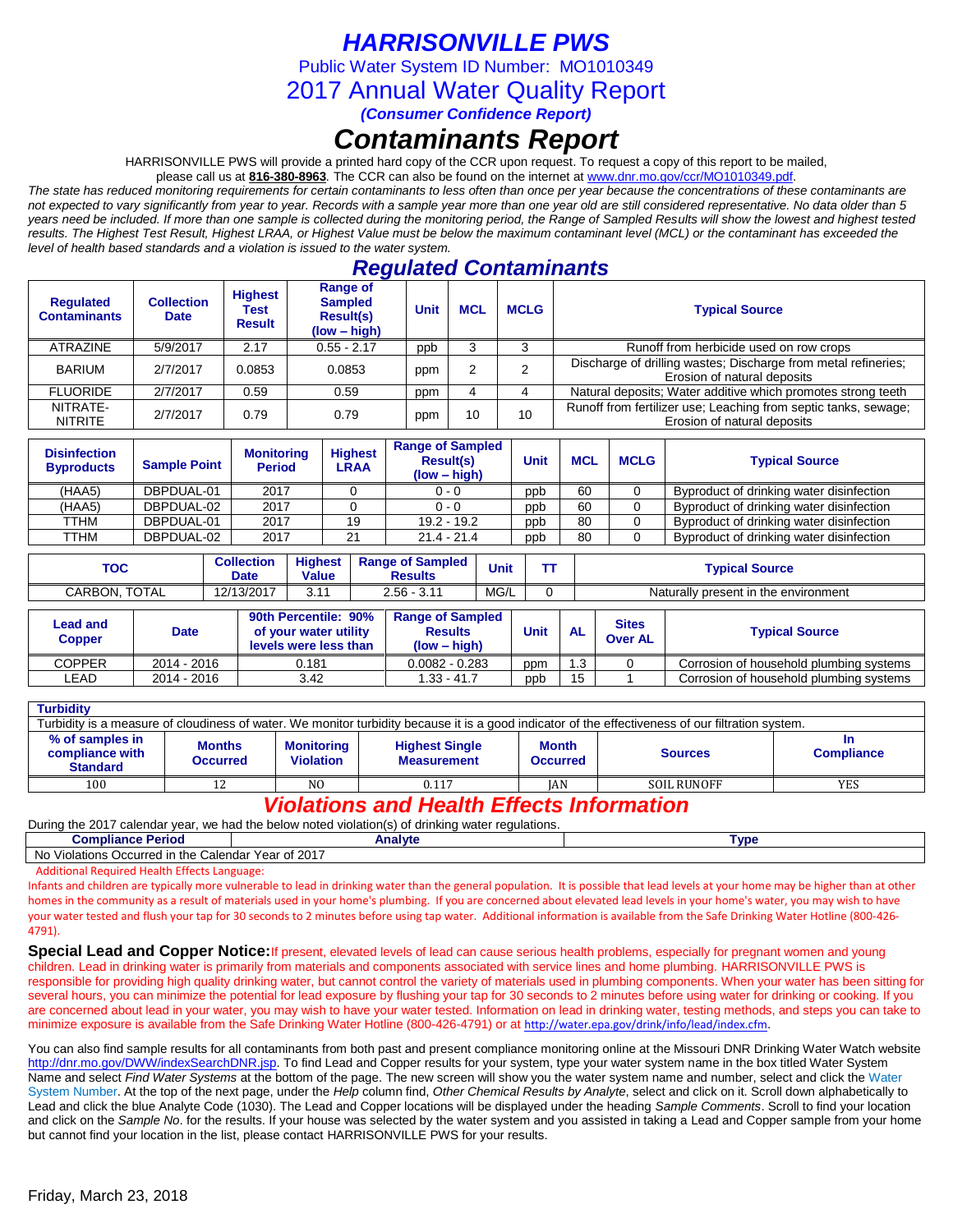# *HARRISONVILLE PWS*

Public Water System ID Number: MO1010349

2017 Annual Water Quality Report

***(Consumer Confidence Report)***

# *Contaminants Report*

HARRISONVILLE PWS will provide a printed hard copy of the CCR upon request. To request a copy of this report to be mailed, please call us at **816-380-8963**. The CCR can also be found on the internet at www.dnr.mo.gov/ccr/MO1010349.pdf.

*The state has reduced monitoring requirements for certain contaminants to less often than once per year because the concentrations of these contaminants are not expected to vary significantly from year to year. Records with a sample year more than one year old are still considered representative. No data older than 5 years need be included. If more than one sample is collected during the monitoring period, the Range of Sampled Results will show the lowest and highest tested results. The Highest Test Result, Highest LRAA, or Highest Value must be below the maximum contaminant level (MCL) or the contaminant has exceeded the level of health based standards and a violation is issued to the water system.*

## *Regulated Contaminants*

| Regulated Contaminants | Collection Date | Highest Test Result | Range of Sampled Result(s) (low – high) | Unit | MCL | MCLG | Typical Source |
|---|---|---|---|---|---|---|---|
| ATRAZINE | 5/9/2017 | 2.17 | 0.55 - 2.17 | ppb | 3 | 3 | Runoff from herbicide used on row crops |
| BARIUM | 2/7/2017 | 0.0853 | 0.0853 | ppm | 2 | 2 | Discharge of drilling wastes; Discharge from metal refineries; Erosion of natural deposits |
| FLUORIDE | 2/7/2017 | 0.59 | 0.59 | ppm | 4 | 4 | Natural deposits; Water additive which promotes strong teeth |
| NITRATE-NITRITE | 2/7/2017 | 0.79 | 0.79 | ppm | 10 | 10 | Runoff from fertilizer use; Leaching from septic tanks, sewage; Erosion of natural deposits |

| Disinfection Byproducts | Sample Point | Monitoring Period | Highest LRAA | Range of Sampled Result(s) (low – high) | Unit | MCL | MCLG | Typical Source |
|---|---|---|---|---|---|---|---|---|
| (HAA5) | DBPDUAL-01 | 2017 | 0 | 0 - 0 | ppb | 60 | 0 | Byproduct of drinking water disinfection |
| (HAA5) | DBPDUAL-02 | 2017 | 0 | 0 - 0 | ppb | 60 | 0 | Byproduct of drinking water disinfection |
| TTHM | DBPDUAL-01 | 2017 | 19 | 19.2 - 19.2 | ppb | 80 | 0 | Byproduct of drinking water disinfection |
| TTHM | DBPDUAL-02 | 2017 | 21 | 21.4 - 21.4 | ppb | 80 | 0 | Byproduct of drinking water disinfection |

| TOC | Collection Date | Highest Value | Range of Sampled Results | Unit | TT | Typical Source |
|---|---|---|---|---|---|---|
| CARBON, TOTAL | 12/13/2017 | 3.11 | 2.56 - 3.11 | MG/L | 0 | Naturally present in the environment |

| Lead and Copper | Date | 90th Percentile: 90% of your water utility levels were less than | Range of Sampled Results (low – high) | Unit | AL | Sites Over AL | Typical Source |
|---|---|---|---|---|---|---|---|
| COPPER | 2014 - 2016 | 0.181 | 0.0082 - 0.283 | ppm | 1.3 | 0 | Corrosion of household plumbing systems |
| LEAD | 2014 - 2016 | 3.42 | 1.33 - 41.7 | ppb | 15 | 1 | Corrosion of household plumbing systems |

**Turbidity**

Turbidity is a measure of cloudiness of water. We monitor turbidity because it is a good indicator of the effectiveness of our filtration system.

| % of samples in compliance with Standard | Months Occurred | Monitoring Violation | Highest Single Measurement | Month Occurred | Sources | In Compliance |
|---|---|---|---|---|---|---|
| 100 | 12 | NO | 0.117 | JAN | SOIL RUNOFF | YES |

## *Violations and Health Effects Information*

During the 2017 calendar year, we had the below noted violation(s) of drinking water regulations.

| Compliance Period | Analyte | Type |
|---|---|---|
| No Violations Occurred in the Calendar Year of 2017 | | |

Additional Required Health Effects Language:

Infants and children are typically more vulnerable to lead in drinking water than the general population. It is possible that lead levels at your home may be higher than at other homes in the community as a result of materials used in your home's plumbing. If you are concerned about elevated lead levels in your home's water, you may wish to have your water tested and flush your tap for 30 seconds to 2 minutes before using tap water. Additional information is available from the Safe Drinking Water Hotline (800-426-4791).

**Special Lead and Copper Notice:** If present, elevated levels of lead can cause serious health problems, especially for pregnant women and young children. Lead in drinking water is primarily from materials and components associated with service lines and home plumbing. HARRISONVILLE PWS is responsible for providing high quality drinking water, but cannot control the variety of materials used in plumbing components. When your water has been sitting for several hours, you can minimize the potential for lead exposure by flushing your tap for 30 seconds to 2 minutes before using water for drinking or cooking. If you are concerned about lead in your water, you may wish to have your water tested. Information on lead in drinking water, testing methods, and steps you can take to minimize exposure is available from the Safe Drinking Water Hotline (800-426-4791) or at http://water.epa.gov/drink/info/lead/index.cfm.

You can also find sample results for all contaminants from both past and present compliance monitoring online at the Missouri DNR Drinking Water Watch website http://dnr.mo.gov/DWW/indexSearchDNR.jsp. To find Lead and Copper results for your system, type your water system name in the box titled Water System Name and select *Find Water Systems* at the bottom of the page. The new screen will show you the water system name and number, select and click the Water System Number. At the top of the next page, under the *Help* column find, *Other Chemical Results by Analyte*, select and click on it. Scroll down alphabetically to Lead and click the blue Analyte Code (1030). The Lead and Copper locations will be displayed under the heading *Sample Comments*. Scroll to find your location and click on the *Sample No*. for the results. If your house was selected by the water system and you assisted in taking a Lead and Copper sample from your home but cannot find your location in the list, please contact HARRISONVILLE PWS for your results.

Friday, March 23, 2018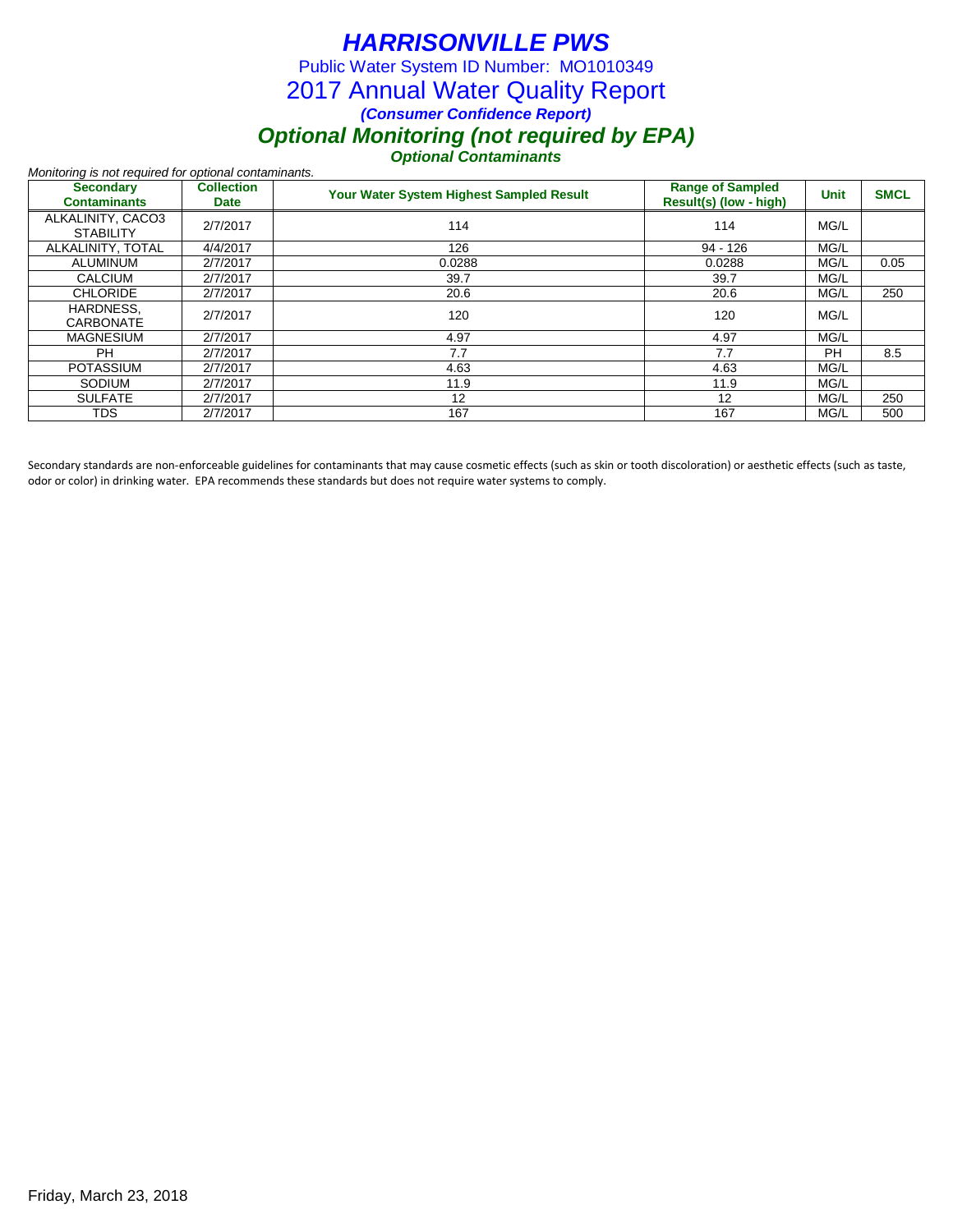# HARRISONVILLE PWS

Public Water System ID Number: MO1010349

## 2017 Annual Water Quality Report

***(Consumer Confidence Report)***

## *Optional Monitoring (not required by EPA)*

***Optional Contaminants***

*Monitoring is not required for optional contaminants.*

| Secondary Contaminants | Collection Date | Your Water System Highest Sampled Result | Range of Sampled Result(s) (low - high) | Unit | SMCL |
|---|---|---|---|---|---|
| ALKALINITY, CACO3 STABILITY | 2/7/2017 | 114 | 114 | MG/L | |
| ALKALINITY, TOTAL | 4/4/2017 | 126 | 94 - 126 | MG/L | |
| ALUMINUM | 2/7/2017 | 0.0288 | 0.0288 | MG/L | 0.05 |
| CALCIUM | 2/7/2017 | 39.7 | 39.7 | MG/L | |
| CHLORIDE | 2/7/2017 | 20.6 | 20.6 | MG/L | 250 |
| HARDNESS, CARBONATE | 2/7/2017 | 120 | 120 | MG/L | |
| MAGNESIUM | 2/7/2017 | 4.97 | 4.97 | MG/L | |
| PH | 2/7/2017 | 7.7 | 7.7 | PH | 8.5 |
| POTASSIUM | 2/7/2017 | 4.63 | 4.63 | MG/L | |
| SODIUM | 2/7/2017 | 11.9 | 11.9 | MG/L | |
| SULFATE | 2/7/2017 | 12 | 12 | MG/L | 250 |
| TDS | 2/7/2017 | 167 | 167 | MG/L | 500 |

Secondary standards are non-enforceable guidelines for contaminants that may cause cosmetic effects (such as skin or tooth discoloration) or aesthetic effects (such as taste, odor or color) in drinking water. EPA recommends these standards but does not require water systems to comply.

Friday, March 23, 2018